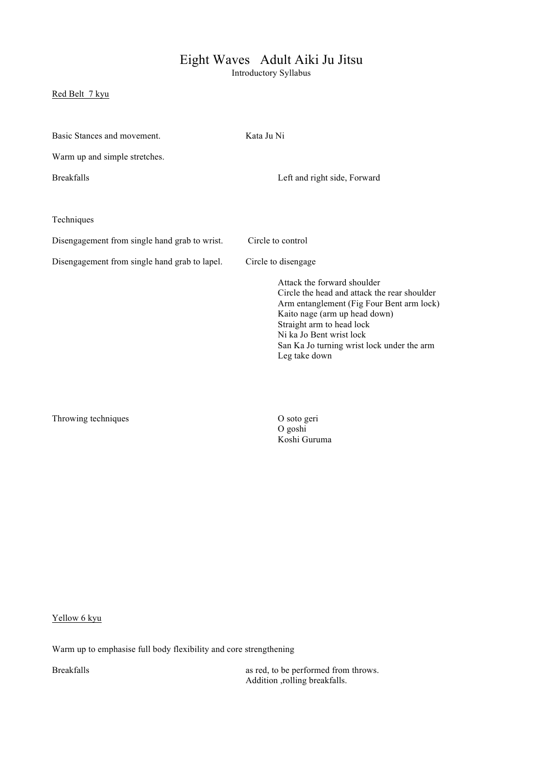# Eight Waves   Adult Aiki Ju Jitsu

Introductory Syllabus

<u>Red Belt 7 kyu</u>

Basic Stances and movement. Kata Ju Ni

Warm up and simple stretches.

Breakfalls: Left and right side, Forward

Techniques

Disengagement from single hand grab to wrist. Circle to control

Disengagement from single hand grab to lapel. Circle to disengage

- Attack the forward shoulder
- Circle the head and attack the rear shoulder
- Arm entanglement (Fig Four Bent arm lock)
- Kaito nage (arm up head down)
- Straight arm to head lock
- Ni ka Jo Bent wrist lock
- San Ka Jo turning wrist lock under the arm
- Leg take down

Throwing techniques

- O soto geri
- O goshi
- Koshi Guruma

<u>Yellow 6 kyu</u>

Warm up to emphasise full body flexibility and core strengthening

Breakfalls: as red, to be performed from throws.
Addition ,rolling breakfalls.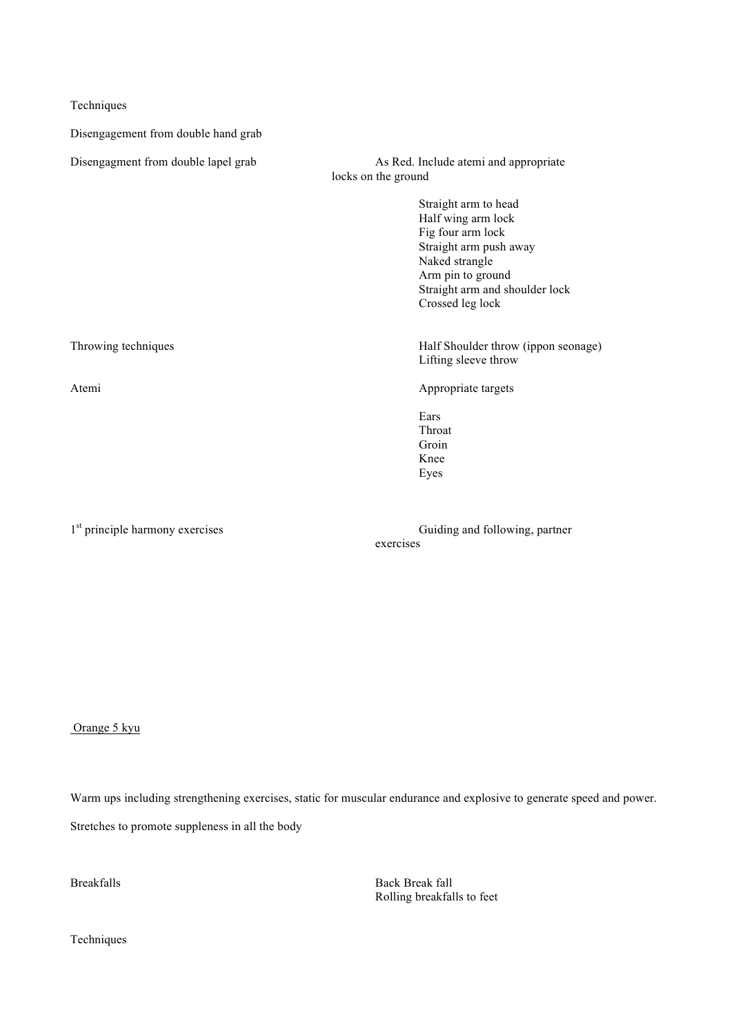Techniques

Disengagement from double hand grab

Disengagment from double lapel grab — As Red. Include atemi and appropriate locks on the ground

- Straight arm to head
- Half wing arm lock
- Fig four arm lock
- Straight arm push away
- Naked strangle
- Arm pin to ground
- Straight arm and shoulder lock
- Crossed leg lock

Throwing techniques

- Half Shoulder throw (ippon seonage)
- Lifting sleeve throw

Atemi — Appropriate targets

- Ears
- Throat
- Groin
- Knee
- Eyes

1st principle harmony exercises — Guiding and following, partner exercises

<u>Orange 5 kyu</u>

Warm ups including strengthening exercises, static for muscular endurance and explosive to generate speed and power.

Stretches to promote suppleness in all the body

Breakfalls

- Back Break fall
- Rolling breakfalls to feet

Techniques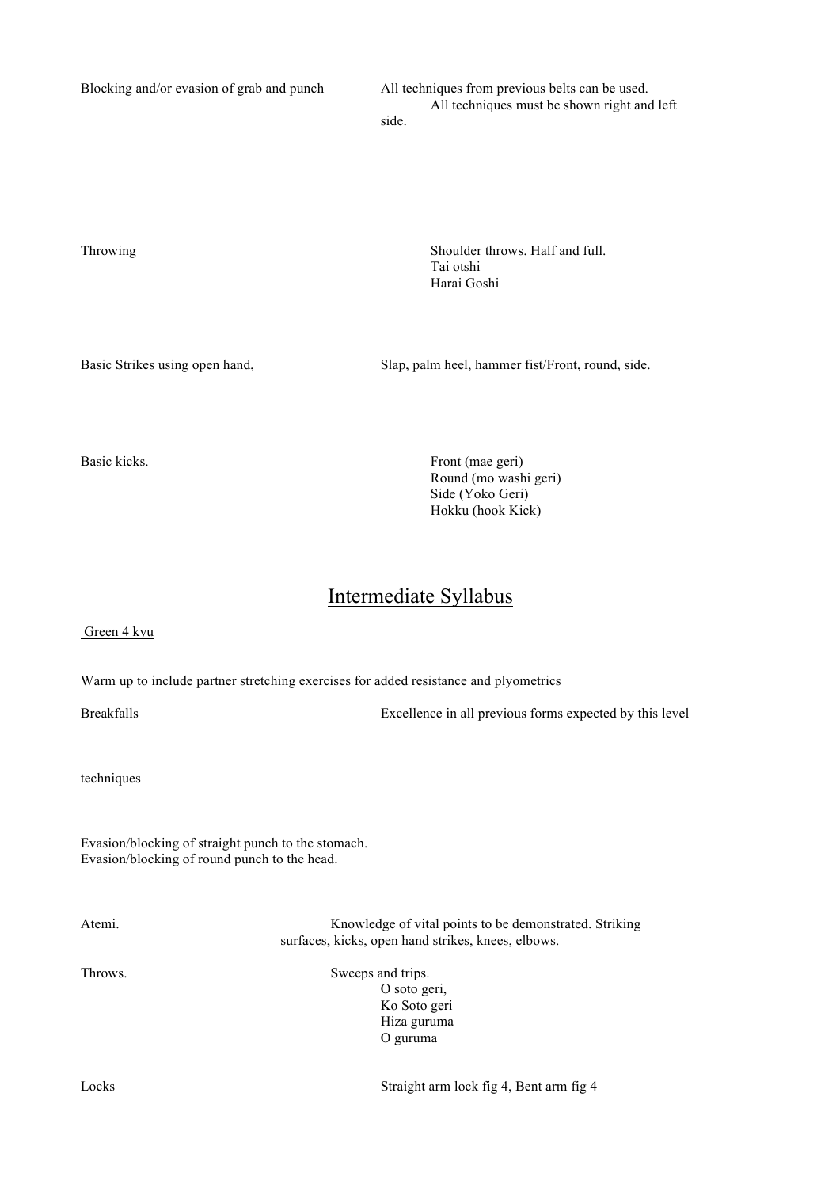Blocking and/or evasion of grab and punch — All techniques from previous belts can be used. All techniques must be shown right and left side.

Throwing
- Shoulder throws. Half and full.
- Tai otshi
- Harai Goshi

Basic Strikes using open hand, — Slap, palm heel, hammer fist/Front, round, side.

Basic kicks.
- Front (mae geri)
- Round (mo washi geri)
- Side (Yoko Geri)
- Hokku (hook Kick)

# Intermediate Syllabus

## Green 4 kyu

Warm up to include partner stretching exercises for added resistance and plyometrics

Breakfalls — Excellence in all previous forms expected by this level

techniques

Evasion/blocking of straight punch to the stomach.
Evasion/blocking of round punch to the head.

Atemi. — Knowledge of vital points to be demonstrated. Striking surfaces, kicks, open hand strikes, knees, elbows.

Throws. — Sweeps and trips.
- O soto geri,
- Ko Soto geri
- Hiza guruma
- O guruma

Locks — Straight arm lock fig 4, Bent arm fig 4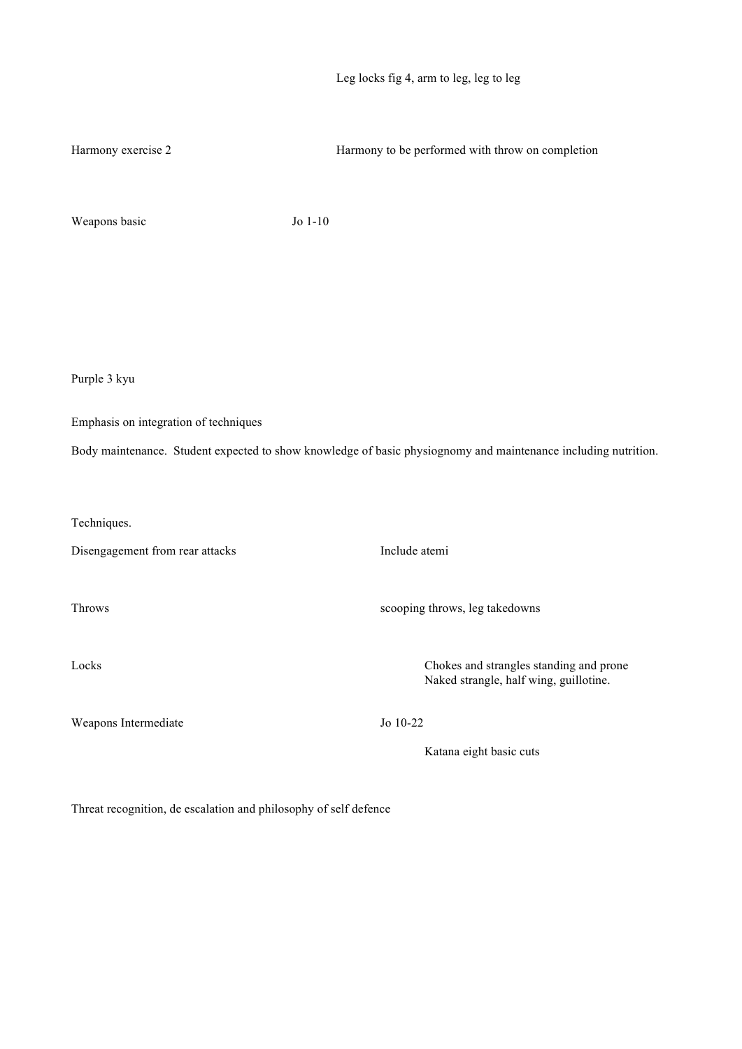| | | |
|---|---|---|
| | | Leg locks fig 4, arm to leg, leg to leg |
| Harmony exercise 2 | | Harmony to be performed with throw on completion |
| Weapons basic | Jo 1-10 | |

## Purple 3 kyu

Emphasis on integration of techniques

Body maintenance. Student expected to show knowledge of basic physiognomy and maintenance including nutrition.

Techniques.

| | |
|---|---|
| Disengagement from rear attacks | Include atemi |
| Throws | scooping throws, leg takedowns |
| Locks | Chokes and strangles standing and prone<br>Naked strangle, half wing, guillotine. |
| Weapons Intermediate | Jo 10-22<br>Katana eight basic cuts |

Threat recognition, de escalation and philosophy of self defence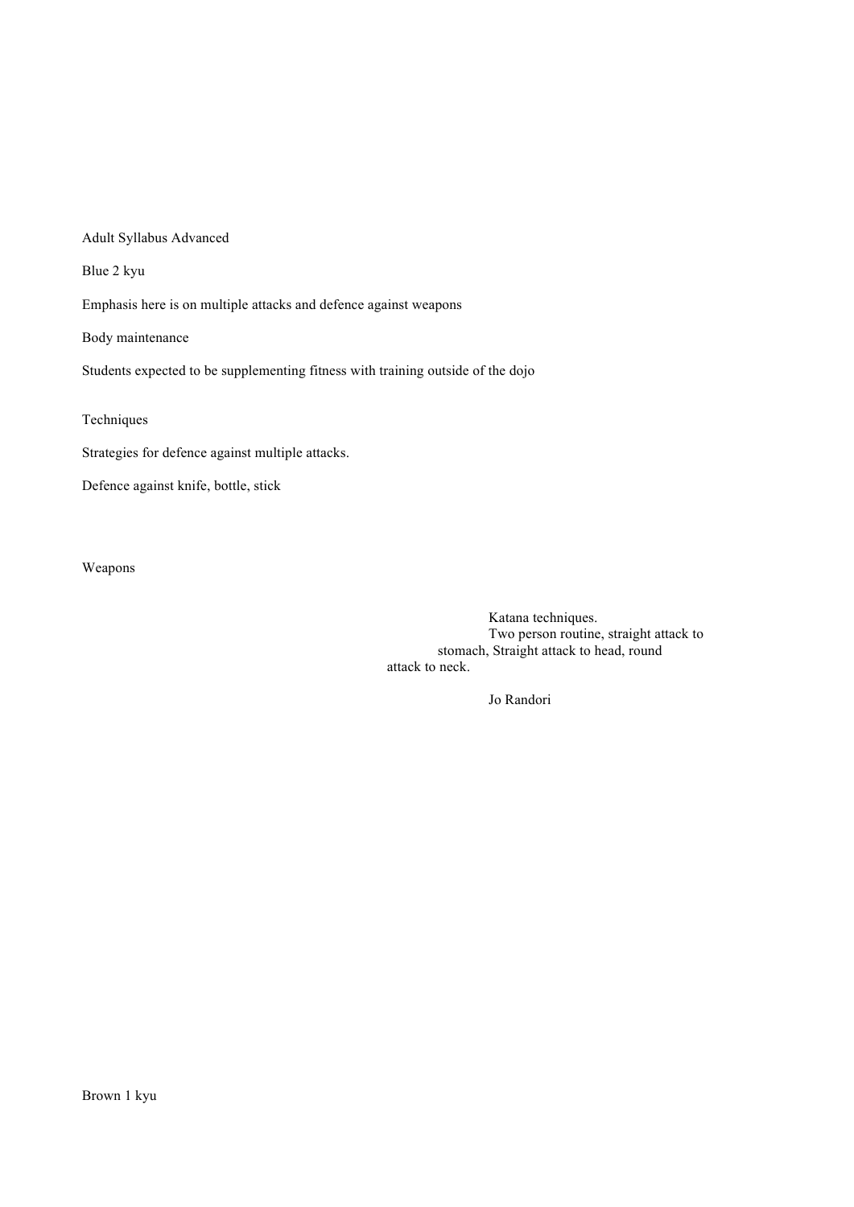Adult Syllabus Advanced

Blue 2 kyu

Emphasis here is on multiple attacks and defence against weapons

Body maintenance

Students expected to be supplementing fitness with training outside of the dojo

Techniques

Strategies for defence against multiple attacks.

Defence against knife, bottle, stick

Weapons

Katana techniques.
Two person routine, straight attack to stomach, Straight attack to head, round attack to neck.

Jo Randori

Brown 1 kyu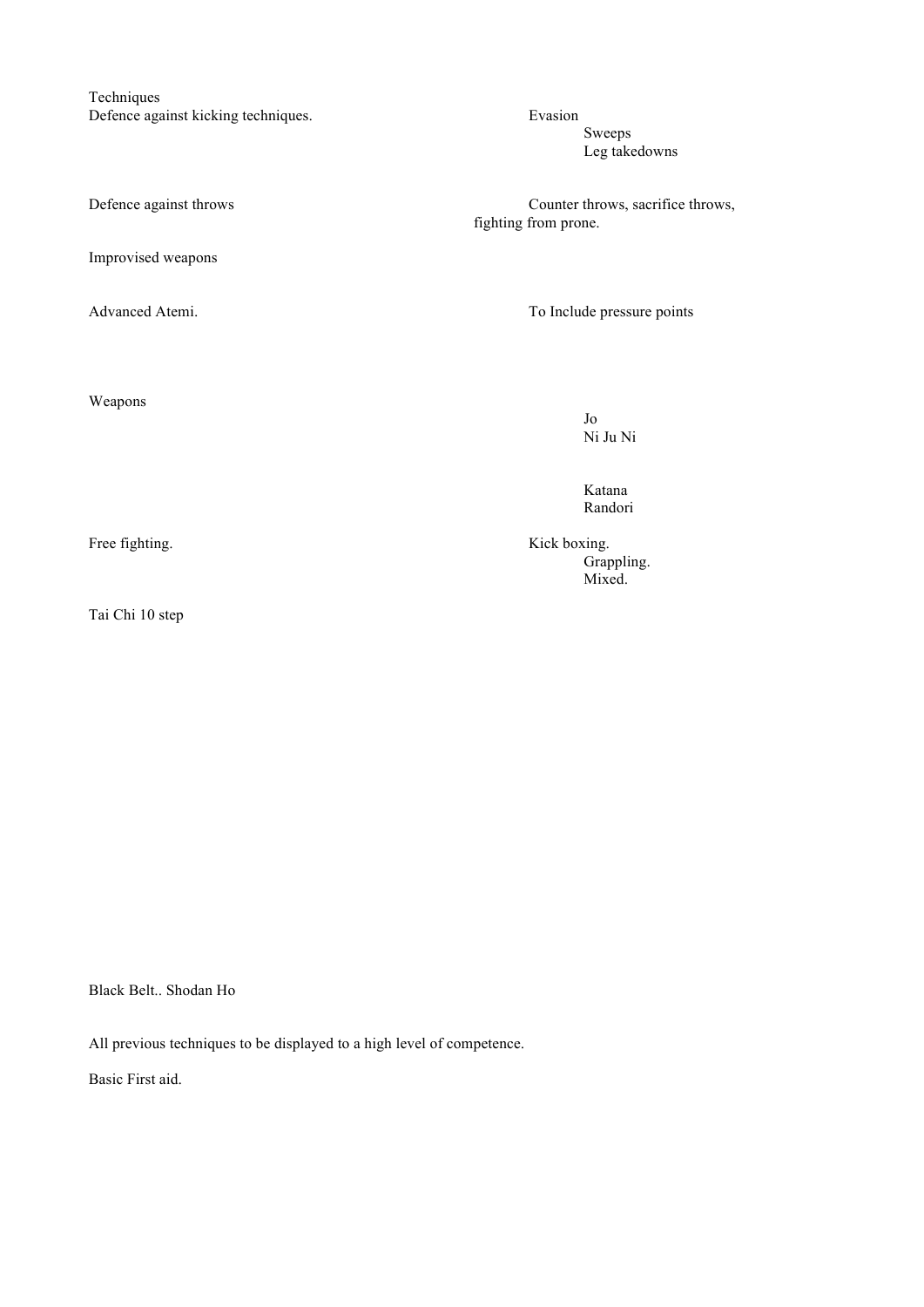Techniques

| | |
|---|---|
| Defence against kicking techniques. | Evasion<br>Sweeps<br>Leg takedowns |
| Defence against throws | Counter throws, sacrifice throws, fighting from prone. |
| Improvised weapons | |
| Advanced Atemi. | To Include pressure points |
| Weapons | Jo<br>Ni Ju Ni<br><br>Katana<br>Randori |
| Free fighting. | Kick boxing.<br>Grappling.<br>Mixed. |
| Tai Chi 10 step | |

Black Belt.. Shodan Ho

All previous techniques to be displayed to a high level of competence.

Basic First aid.